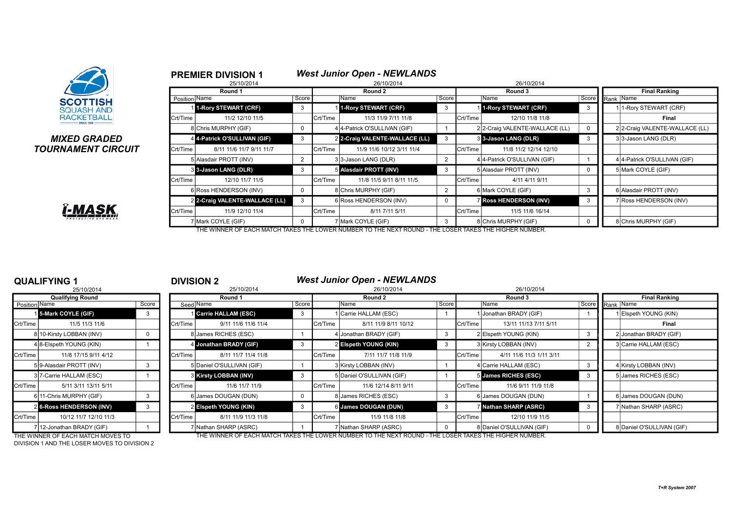SCOTTISH SQUASH AND RACKETBALL

### *MIXED GRADED TOURNAMENT CIRCUIT*

## PREMIER DIVISION 1

### *West Junior Open - NEWLANDS*

| Round 1 (25/10/2014) | | | Round 2 (26/10/2014) | | | Round 3 (26/10/2014) | | | Final Ranking | |
|---|---|---|---|---|---|---|---|---|---|---|
| Position | Name | Score | | Name | Score | | Name | Score | Rank | Name |
| 1 | **1-Rory STEWART (CRF)** | 3 | 1 | **1-Rory STEWART (CRF)** | 3 | 1 | **1-Rory STEWART (CRF)** | 3 | 1 | 1-Rory STEWART (CRF) |
| Crt/Time | 11/2 12/10 11/5 | | Crt/Time | 11/3 11/9 7/11 11/8 | | Crt/Time | 12/10 11/8 11/8 | | | Final |
| 8 | Chris MURPHY (GIF) | 0 | 4 | 4-Patrick O'SULLIVAN (GIF) | 1 | 2 | 2-Craig VALENTE-WALLACE (LL) | 0 | 2 | 2-Craig VALENTE-WALLACE (LL) |
| 4 | **4-Patrick O'SULLIVAN (GIF)** | 3 | 2 | **2-Craig VALENTE-WALLACE (LL)** | 3 | 3 | **3-Jason LANG (DLR)** | 3 | 3 | 3-Jason LANG (DLR) |
| Crt/Time | 8/11 11/6 11/7 9/11 11/7 | | Crt/Time | 11/9 11/6 10/12 3/11 11/4 | | Crt/Time | 11/8 11/2 12/14 12/10 | | | |
| 5 | Alasdair PROTT (INV) | 2 | 3 | 3-Jason LANG (DLR) | 2 | 4 | 4-Patrick O'SULLIVAN (GIF) | 1 | 4 | 4-Patrick O'SULLIVAN (GIF) |
| 3 | **3-Jason LANG (DLR)** | 3 | 5 | **Alasdair PROTT (INV)** | 3 | 5 | Alasdair PROTT (INV) | 0 | 5 | Mark COYLE (GIF) |
| Crt/Time | 12/10 11/7 11/5 | | Crt/Time | 11/8 11/5 9/11 8/11 11/5 | | Crt/Time | 4/11 4/11 9/11 | | | |
| 6 | Ross HENDERSON (INV) | 0 | 8 | Chris MURPHY (GIF) | 2 | 6 | Mark COYLE (GIF) | 3 | 6 | Alasdair PROTT (INV) |
| 2 | **2-Craig VALENTE-WALLACE (LL)** | 3 | 6 | Ross HENDERSON (INV) | 0 | 7 | **Ross HENDERSON (INV)** | 3 | 7 | Ross HENDERSON (INV) |
| Crt/Time | 11/9 12/10 11/4 | | Crt/Time | 8/11 7/11 5/11 | | Crt/Time | 11/5 11/6 16/14 | | | |
| 7 | Mark COYLE (GIF) | 0 | 7 | Mark COYLE (GIF) | 3 | 8 | Chris MURPHY (GIF) | 0 | 8 | Chris MURPHY (GIF) |

THE WINNER OF EACH MATCH TAKES THE LOWER NUMBER TO THE NEXT ROUND - THE LOSER TAKES THE HIGHER NUMBER.

## QUALIFYING 1

25/10/2014

| Qualifying Round | | |
|---|---|---|
| Position | Name | Score |
| 1 | **5-Mark COYLE (GIF)** | 3 |
| Crt/Time | 11/5 11/3 11/6 | |
| 8 | 10-Kirsty LOBBAN (INV) | 0 |
| 4 | 8-Elspeth YOUNG (KIN) | 1 |
| Crt/Time | 11/8 17/15 9/11 4/12 | |
| 5 | 9-Alasdair PROTT (INV) | 3 |
| 3 | 7-Carrie HALLAM (ESC) | 1 |
| Crt/Time | 5/11 3/11 13/11 5/11 | |
| 6 | 11-Chris MURPHY (GIF) | 3 |
| 2 | **6-Ross HENDERSON (INV)** | 3 |
| Crt/Time | 10/12 11/7 12/10 11/3 | |
| 7 | 12-Jonathan BRADY (GIF) | 1 |

THE WINNER OF EACH MATCH MOVES TO DIVISION 1 AND THE LOSER MOVES TO DIVISION 2

## DIVISION 2

### *West Junior Open - NEWLANDS*

| Round 1 (25/10/2014) | | | Round 2 (26/10/2014) | | | Round 3 (26/10/2014) | | | Final Ranking | |
|---|---|---|---|---|---|---|---|---|---|---|
| Seed | Name | Score | | Name | Score | | Name | Score | Rank | Name |
| 1 | **Carrie HALLAM (ESC)** | 3 | 1 | Carrie HALLAM (ESC) | 1 | 1 | Jonathan BRADY (GIF) | 1 | 1 | Elspeth YOUNG (KIN) |
| Crt/Time | 9/11 11/6 11/6 11/4 | | Crt/Time | 8/11 11/9 8/11 10/12 | | Crt/Time | 13/11 11/13 7/11 5/11 | | | Final |
| 8 | James RICHES (ESC) | 1 | 4 | Jonathan BRADY (GIF) | 3 | 2 | Elspeth YOUNG (KIN) | 3 | 2 | Jonathan BRADY (GIF) |
| 4 | **Jonathan BRADY (GIF)** | 3 | 2 | **Elspeth YOUNG (KIN)** | 3 | 3 | Kirsty LOBBAN (INV) | 2 | 3 | Carrie HALLAM (ESC) |
| Crt/Time | 8/11 11/7 11/4 11/8 | | Crt/Time | 7/11 11/7 11/8 11/9 | | Crt/Time | 4/11 11/6 11/3 1/11 3/11 | | | |
| 5 | Daniel O'SULLIVAN (GIF) | 1 | 3 | Kirsty LOBBAN (INV) | 1 | 4 | Carrie HALLAM (ESC) | 3 | 4 | Kirsty LOBBAN (INV) |
| 3 | **Kirsty LOBBAN (INV)** | 3 | 5 | Daniel O'SULLIVAN (GIF) | 1 | 5 | **James RICHES (ESC)** | 3 | 5 | James RICHES (ESC) |
| Crt/Time | 11/6 11/7 11/9 | | Crt/Time | 11/6 12/14 8/11 9/11 | | Crt/Time | 11/6 9/11 11/9 11/8 | | | |
| 6 | James DOUGAN (DUN) | 0 | 8 | James RICHES (ESC) | 3 | 6 | James DOUGAN (DUN) | 1 | 6 | James DOUGAN (DUN) |
| 2 | **Elspeth YOUNG (KIN)** | 3 | 6 | **James DOUGAN (DUN)** | 3 | 7 | **Nathan SHARP (ASRC)** | 3 | 7 | Nathan SHARP (ASRC) |
| Crt/Time | 8/11 11/9 11/3 11/8 | | Crt/Time | 11/9 11/8 11/8 | | Crt/Time | 12/10 11/9 11/5 | | | |
| 7 | Nathan SHARP (ASRC) | 1 | 7 | Nathan SHARP (ASRC) | 0 | 8 | Daniel O'SULLIVAN (GIF) | 0 | 8 | Daniel O'SULLIVAN (GIF) |

THE WINNER OF EACH MATCH TAKES THE LOWER NUMBER TO THE NEXT ROUND - THE LOSER TAKES THE HIGHER NUMBER.

*T+R System 2007*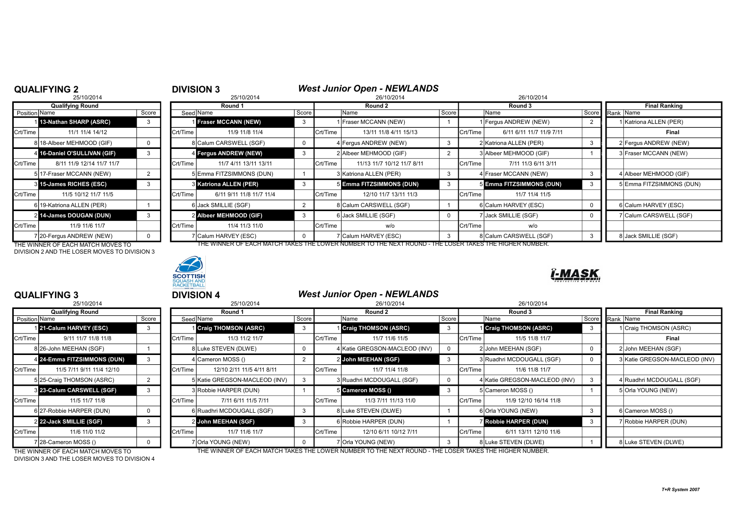## QUALIFYING 2

25/10/2014

| Position | Name | Score |
|---|---|---|
| | **Qualifying Round** | |
| 1 | **13-Nathan SHARP (ASRC)** | 3 |
| Crt/Time | 11/1 11/4 14/12 | |
| 8 | 18-Albeer MEHMOOD (GIF) | 0 |
| 4 | **16-Daniel O'SULLIVAN (GIF)** | 3 |
| Crt/Time | 8/11 11/9 12/14 11/7 11/7 | |
| 5 | 17-Fraser MCCANN (NEW) | 2 |
| 3 | **15-James RICHES (ESC)** | 3 |
| Crt/Time | 11/5 10/12 11/7 11/5 | |
| 6 | 19-Katriona ALLEN (PER) | 1 |
| 2 | **14-James DOUGAN (DUN)** | 3 |
| Crt/Time | 11/9 11/6 11/7 | |
| 7 | 20-Fergus ANDREW (NEW) | 0 |

THE WINNER OF EACH MATCH MOVES TO DIVISION 2 AND THE LOSER MOVES TO DIVISION 3

## DIVISION 3

### *West Junior Open - NEWLANDS*

| Seed | Round 1 (25/10/2014) | Score | | Round 2 (26/10/2014) | Score | | Round 3 (26/10/2014) | Score |
|---|---|---|---|---|---|---|---|---|
| 1 | **Fraser MCCANN (NEW)** | 3 | 1 | Fraser MCCANN (NEW) | 1 | 1 | Fergus ANDREW (NEW) | 2 |
| Crt/Time | 11/9 11/8 11/4 | | Crt/Time | 13/11 11/8 4/11 15/13 | | Crt/Time | 6/11 6/11 11/7 11/9 7/11 | |
| 8 | Calum CARSWELL (SGF) | 0 | 4 | Fergus ANDREW (NEW) | 3 | 2 | Katriona ALLEN (PER) | 3 |
| 4 | **Fergus ANDREW (NEW)** | 3 | 2 | Albeer MEHMOOD (GIF) | 2 | 3 | Albeer MEHMOOD (GIF) | 1 |
| Crt/Time | 11/7 4/11 13/11 13/11 | | Crt/Time | 11/13 11/7 10/12 11/7 8/11 | | Crt/Time | 7/11 11/3 6/11 3/11 | |
| 5 | Emma FITZSIMMONS (DUN) | 1 | 3 | Katriona ALLEN (PER) | 3 | 4 | Fraser MCCANN (NEW) | 3 |
| 3 | **Katriona ALLEN (PER)** | 3 | 5 | **Emma FITZSIMMONS (DUN)** | 3 | 5 | **Emma FITZSIMMONS (DUN)** | 3 |
| Crt/Time | 6/11 9/11 11/8 11/7 11/4 | | Crt/Time | 12/10 11/7 13/11 11/3 | | Crt/Time | 11/7 11/4 11/5 | |
| 6 | Jack SMILLIE (SGF) | 2 | 8 | Calum CARSWELL (SGF) | 1 | 6 | Calum HARVEY (ESC) | 0 |
| 2 | **Albeer MEHMOOD (GIF)** | 3 | 6 | Jack SMILLIE (SGF) | 0 | 7 | Jack SMILLIE (SGF) | 0 |
| Crt/Time | 11/4 11/3 11/0 | | Crt/Time | w/o | | Crt/Time | w/o | |
| 7 | Calum HARVEY (ESC) | 0 | 7 | Calum HARVEY (ESC) | 3 | 8 | Calum CARSWELL (SGF) | 3 |

THE WINNER OF EACH MATCH TAKES THE LOWER NUMBER TO THE NEXT ROUND - THE LOSER TAKES THE HIGHER NUMBER.

| Rank | Final Ranking |
|---|---|
| 1 | Katriona ALLEN (PER) |
| | Final |
| 2 | Fergus ANDREW (NEW) |
| 3 | Fraser MCCANN (NEW) |
| 4 | Albeer MEHMOOD (GIF) |
| 5 | Emma FITZSIMMONS (DUN) |
| 6 | Calum HARVEY (ESC) |
| 7 | Calum CARSWELL (SGF) |
| 8 | Jack SMILLIE (SGF) |

## QUALIFYING 3

25/10/2014

| Position | Name | Score |
|---|---|---|
| | **Qualifying Round** | |
| 1 | **21-Calum HARVEY (ESC)** | 3 |
| Crt/Time | 9/11 11/7 11/8 11/8 | |
| 8 | 26-John MEEHAN (SGF) | 1 |
| 4 | **24-Emma FITZSIMMONS (DUN)** | 3 |
| Crt/Time | 11/5 7/11 9/11 11/4 12/10 | |
| 5 | 25-Craig THOMSON (ASRC) | 2 |
| 3 | **23-Calum CARSWELL (SGF)** | 3 |
| Crt/Time | 11/5 11/7 11/8 | |
| 6 | 27-Robbie HARPER (DUN) | 0 |
| 2 | **22-Jack SMILLIE (SGF)** | 3 |
| Crt/Time | 11/6 11/0 11/2 | |
| 7 | 28-Cameron MOSS () | 0 |

THE WINNER OF EACH MATCH MOVES TO DIVISION 3 AND THE LOSER MOVES TO DIVISION 4

## DIVISION 4

### *West Junior Open - NEWLANDS*

| Seed | Round 1 (25/10/2014) | Score | | Round 2 (26/10/2014) | Score | | Round 3 (26/10/2014) | Score |
|---|---|---|---|---|---|---|---|---|
| 1 | **Craig THOMSON (ASRC)** | 3 | 1 | **Craig THOMSON (ASRC)** | 3 | 1 | **Craig THOMSON (ASRC)** | 3 |
| Crt/Time | 11/3 11/2 11/7 | | Crt/Time | 11/7 11/6 11/5 | | Crt/Time | 11/5 11/8 11/7 | |
| 8 | Luke STEVEN (DLWE) | 0 | 4 | Katie GREGSON-MACLEOD (INV) | 0 | 2 | John MEEHAN (SGF) | 0 |
| 4 | Cameron MOSS () | 2 | 2 | **John MEEHAN (SGF)** | 3 | 3 | Ruadhri MCDOUGALL (SGF) | 0 |
| Crt/Time | 12/10 2/11 11/5 4/11 8/11 | | Crt/Time | 11/7 11/4 11/8 | | Crt/Time | 11/6 11/8 11/7 | |
| 5 | Katie GREGSON-MACLEOD (INV) | 3 | 3 | Ruadhri MCDOUGALL (SGF) | 0 | 4 | Katie GREGSON-MACLEOD (INV) | 3 |
| 3 | Robbie HARPER (DUN) | 1 | 5 | **Cameron MOSS ()** | 3 | 5 | Cameron MOSS () | 1 |
| Crt/Time | 7/11 6/11 11/5 7/11 | | Crt/Time | 11/3 7/11 11/13 11/0 | | Crt/Time | 11/9 12/10 16/14 11/8 | |
| 6 | Ruadhri MCDOUGALL (SGF) | 3 | 8 | Luke STEVEN (DLWE) | 1 | 6 | Orla YOUNG (NEW) | 3 |
| 2 | **John MEEHAN (SGF)** | 3 | 6 | Robbie HARPER (DUN) | 1 | 7 | **Robbie HARPER (DUN)** | 3 |
| Crt/Time | 11/7 11/6 11/7 | | Crt/Time | 12/10 6/11 10/12 7/11 | | Crt/Time | 6/11 13/11 12/10 11/6 | |
| 7 | Orla YOUNG (NEW) | 0 | 7 | Orla YOUNG (NEW) | 3 | 8 | Luke STEVEN (DLWE) | 1 |

THE WINNER OF EACH MATCH TAKES THE LOWER NUMBER TO THE NEXT ROUND - THE LOSER TAKES THE HIGHER NUMBER.

| Rank | Final Ranking |
|---|---|
| 1 | Craig THOMSON (ASRC) |
| | Final |
| 2 | John MEEHAN (SGF) |
| 3 | Katie GREGSON-MACLEOD (INV) |
| 4 | Ruadhri MCDOUGALL (SGF) |
| 5 | Orla YOUNG (NEW) |
| 6 | Cameron MOSS () |
| 7 | Robbie HARPER (DUN) |
| 8 | Luke STEVEN (DLWE) |

*T+R System 2007*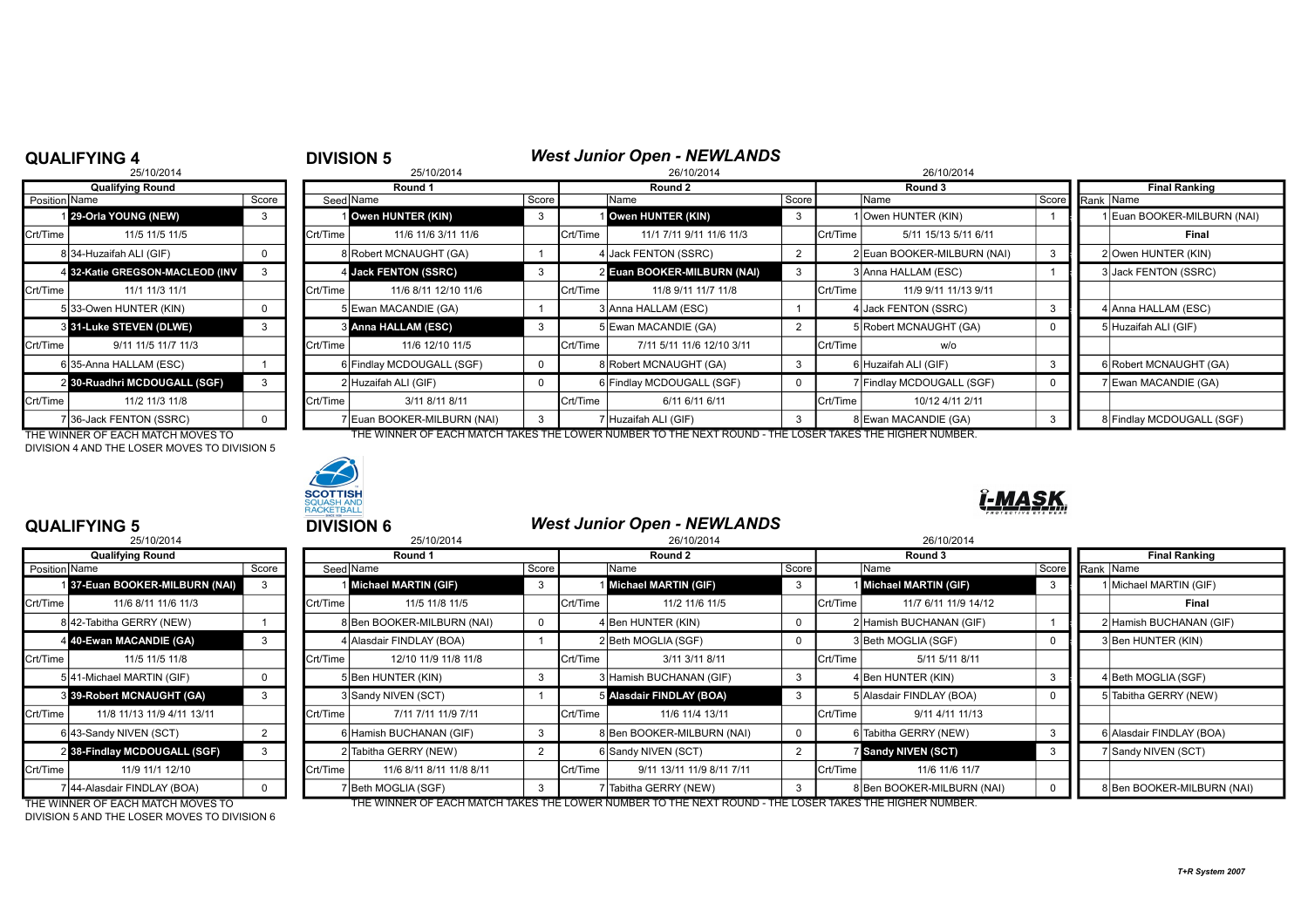## QUALIFYING 4

25/10/2014

| Qualifying Round | | |
|---|---|---|
| Position | Name | Score |
| 1 | **29-Orla YOUNG (NEW)** | 3 |
| Crt/Time | 11/5 11/5 11/5 | |
| 8 | 34-Huzaifah ALI (GIF) | 0 |
| 4 | **32-Katie GREGSON-MACLEOD (INV** | 3 |
| Crt/Time | 11/1 11/3 11/1 | |
| 5 | 33-Owen HUNTER (KIN) | 0 |
| 3 | **31-Luke STEVEN (DLWE)** | 3 |
| Crt/Time | 9/11 11/5 11/7 11/3 | |
| 6 | 35-Anna HALLAM (ESC) | 1 |
| 2 | **30-Ruadhri MCDOUGALL (SGF)** | 3 |
| Crt/Time | 11/2 11/3 11/8 | |
| 7 | 36-Jack FENTON (SSRC) | 0 |

THE WINNER OF EACH MATCH MOVES TO DIVISION 4 AND THE LOSER MOVES TO DIVISION 5

## DIVISION 5

### *West Junior Open - NEWLANDS*

| Round 1 (25/10/2014) | | | Round 2 (26/10/2014) | | | Round 3 (26/10/2014) | | |
|---|---|---|---|---|---|---|---|---|
| Seed | Name | Score | | Name | Score | | Name | Score |
| 1 | **Owen HUNTER (KIN)** | 3 | 1 | **Owen HUNTER (KIN)** | 3 | 1 | Owen HUNTER (KIN) | 1 |
| Crt/Time | 11/6 11/6 3/11 11/6 | | Crt/Time | 11/1 7/11 9/11 11/6 11/3 | | Crt/Time | 5/11 15/13 5/11 6/11 | |
| 8 | Robert MCNAUGHT (GA) | 1 | 4 | Jack FENTON (SSRC) | 2 | 2 | Euan BOOKER-MILBURN (NAI) | 3 |
| 4 | **Jack FENTON (SSRC)** | 3 | 2 | **Euan BOOKER-MILBURN (NAI)** | 3 | 3 | Anna HALLAM (ESC) | 1 |
| Crt/Time | 11/6 8/11 12/10 11/6 | | Crt/Time | 11/8 9/11 11/7 11/8 | | Crt/Time | 11/9 9/11 11/13 9/11 | |
| 5 | Ewan MACANDIE (GA) | 1 | 3 | Anna HALLAM (ESC) | 1 | 4 | Jack FENTON (SSRC) | 3 |
| 3 | **Anna HALLAM (ESC)** | 3 | 5 | Ewan MACANDIE (GA) | 2 | 5 | Robert MCNAUGHT (GA) | 0 |
| Crt/Time | 11/6 12/10 11/5 | | Crt/Time | 7/11 5/11 11/6 12/10 3/11 | | Crt/Time | w/o | |
| 6 | Findlay MCDOUGALL (SGF) | 0 | 8 | Robert MCNAUGHT (GA) | 3 | 6 | Huzaifah ALI (GIF) | 3 |
| 2 | Huzaifah ALI (GIF) | 0 | 6 | Findlay MCDOUGALL (SGF) | 0 | 7 | Findlay MCDOUGALL (SGF) | 0 |
| Crt/Time | 3/11 8/11 8/11 | | Crt/Time | 6/11 6/11 6/11 | | Crt/Time | 10/12 4/11 2/11 | |
| 7 | Euan BOOKER-MILBURN (NAI) | 3 | 7 | Huzaifah ALI (GIF) | 3 | 8 | Ewan MACANDIE (GA) | 3 |

THE WINNER OF EACH MATCH TAKES THE LOWER NUMBER TO THE NEXT ROUND - THE LOSER TAKES THE HIGHER NUMBER.

| Final Ranking | |
|---|---|
| Rank | Name |
| 1 | Euan BOOKER-MILBURN (NAI) |
| | **Final** |
| 2 | Owen HUNTER (KIN) |
| 3 | Jack FENTON (SSRC) |
| 4 | Anna HALLAM (ESC) |
| 5 | Huzaifah ALI (GIF) |
| 6 | Robert MCNAUGHT (GA) |
| 7 | Ewan MACANDIE (GA) |
| 8 | Findlay MCDOUGALL (SGF) |

## QUALIFYING 5

25/10/2014

| Qualifying Round | | |
|---|---|---|
| Position | Name | Score |
| 1 | **37-Euan BOOKER-MILBURN (NAI)** | 3 |
| Crt/Time | 11/6 8/11 11/6 11/3 | |
| 8 | 42-Tabitha GERRY (NEW) | 1 |
| 4 | **40-Ewan MACANDIE (GA)** | 3 |
| Crt/Time | 11/5 11/5 11/8 | |
| 5 | 41-Michael MARTIN (GIF) | 0 |
| 3 | **39-Robert MCNAUGHT (GA)** | 3 |
| Crt/Time | 11/8 11/13 11/9 4/11 13/11 | |
| 6 | 43-Sandy NIVEN (SCT) | 2 |
| 2 | **38-Findlay MCDOUGALL (SGF)** | 3 |
| Crt/Time | 11/9 11/1 12/10 | |
| 7 | 44-Alasdair FINDLAY (BOA) | 0 |

THE WINNER OF EACH MATCH MOVES TO DIVISION 5 AND THE LOSER MOVES TO DIVISION 6

## DIVISION 6

### *West Junior Open - NEWLANDS*

| Round 1 (25/10/2014) | | | Round 2 (26/10/2014) | | | Round 3 (26/10/2014) | | |
|---|---|---|---|---|---|---|---|---|
| Seed | Name | Score | | Name | Score | | Name | Score |
| 1 | **Michael MARTIN (GIF)** | 3 | 1 | **Michael MARTIN (GIF)** | 3 | 1 | **Michael MARTIN (GIF)** | 3 |
| Crt/Time | 11/5 11/8 11/5 | | Crt/Time | 11/2 11/6 11/5 | | Crt/Time | 11/7 6/11 11/9 14/12 | |
| 8 | Ben BOOKER-MILBURN (NAI) | 0 | 4 | Ben HUNTER (KIN) | 0 | 2 | Hamish BUCHANAN (GIF) | 1 |
| 4 | Alasdair FINDLAY (BOA) | 1 | 2 | Beth MOGLIA (SGF) | 0 | 3 | Beth MOGLIA (SGF) | 0 |
| Crt/Time | 12/10 11/9 11/8 11/8 | | Crt/Time | 3/11 3/11 8/11 | | Crt/Time | 5/11 5/11 8/11 | |
| 5 | Ben HUNTER (KIN) | 3 | 3 | Hamish BUCHANAN (GIF) | 3 | 4 | Ben HUNTER (KIN) | 3 |
| 3 | Sandy NIVEN (SCT) | 1 | 5 | **Alasdair FINDLAY (BOA)** | 3 | 5 | Alasdair FINDLAY (BOA) | 0 |
| Crt/Time | 7/11 7/11 11/9 7/11 | | Crt/Time | 11/6 11/4 13/11 | | Crt/Time | 9/11 4/11 11/13 | |
| 6 | Hamish BUCHANAN (GIF) | 3 | 8 | Ben BOOKER-MILBURN (NAI) | 0 | 6 | Tabitha GERRY (NEW) | 3 |
| 2 | Tabitha GERRY (NEW) | 2 | 6 | Sandy NIVEN (SCT) | 2 | 7 | **Sandy NIVEN (SCT)** | 3 |
| Crt/Time | 11/6 8/11 8/11 11/8 8/11 | | Crt/Time | 9/11 13/11 11/9 8/11 7/11 | | Crt/Time | 11/6 11/6 11/7 | |
| 7 | Beth MOGLIA (SGF) | 3 | 7 | Tabitha GERRY (NEW) | 3 | 8 | Ben BOOKER-MILBURN (NAI) | 0 |

THE WINNER OF EACH MATCH TAKES THE LOWER NUMBER TO THE NEXT ROUND - THE LOSER TAKES THE HIGHER NUMBER.

| Final Ranking | |
|---|---|
| Rank | Name |
| 1 | Michael MARTIN (GIF) |
| | **Final** |
| 2 | Hamish BUCHANAN (GIF) |
| 3 | Ben HUNTER (KIN) |
| 4 | Beth MOGLIA (SGF) |
| 5 | Tabitha GERRY (NEW) |
| 6 | Alasdair FINDLAY (BOA) |
| 7 | Sandy NIVEN (SCT) |
| 8 | Ben BOOKER-MILBURN (NAI) |

*T+R System 2007*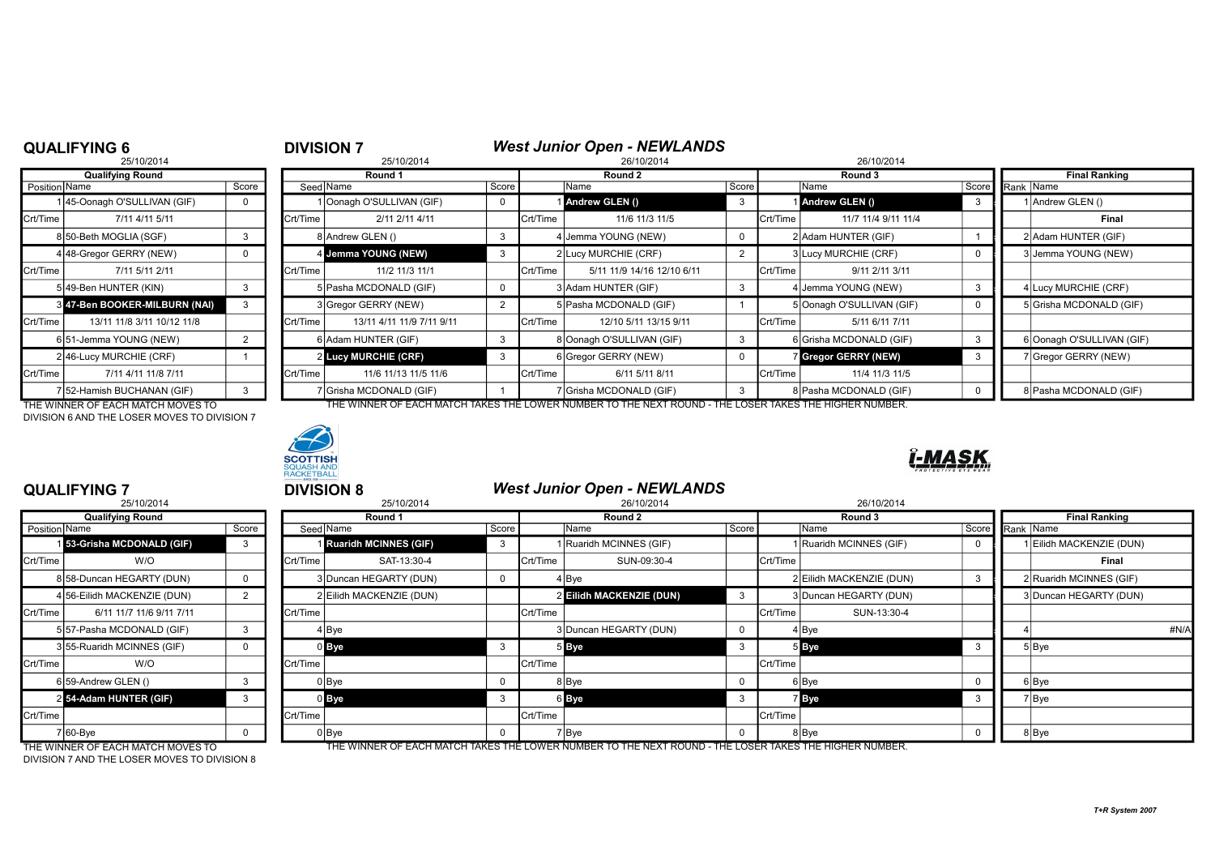## QUALIFYING 6

25/10/2014

| Qualifying Round | | |
|---|---|---|
| Position | Name | Score |
| 1 | 45-Oonagh O'SULLIVAN (GIF) | 0 |
| Crt/Time | 7/11 4/11 5/11 | |
| 8 | 50-Beth MOGLIA (SGF) | 3 |
| 4 | 48-Gregor GERRY (NEW) | 0 |
| Crt/Time | 7/11 5/11 2/11 | |
| 5 | 49-Ben HUNTER (KIN) | 3 |
| 3 | **47-Ben BOOKER-MILBURN (NAI)** | 3 |
| Crt/Time | 13/11 11/8 3/11 10/12 11/8 | |
| 6 | 51-Jemma YOUNG (NEW) | 2 |
| 2 | 46-Lucy MURCHIE (CRF) | 1 |
| Crt/Time | 7/11 4/11 11/8 7/11 | |
| 7 | 52-Hamish BUCHANAN (GIF) | 3 |

THE WINNER OF EACH MATCH MOVES TO DIVISION 6 AND THE LOSER MOVES TO DIVISION 7

## DIVISION 7

### *West Junior Open - NEWLANDS*

| Round 1 (25/10/2014) | | | Round 2 (26/10/2014) | | | Round 3 (26/10/2014) | | | Final Ranking | |
|---|---|---|---|---|---|---|---|---|---|---|
| Seed | Name | Score | | Name | Score | | Name | Score | Rank | Name |
| 1 | Oonagh O'SULLIVAN (GIF) | 0 | 1 | **Andrew GLEN ()** | 3 | 1 | **Andrew GLEN ()** | 3 | 1 | Andrew GLEN () |
| Crt/Time | 2/11 2/11 4/11 | | Crt/Time | 11/6 11/3 11/5 | | Crt/Time | 11/7 11/4 9/11 11/4 | | | Final |
| 8 | Andrew GLEN () | 3 | 4 | Jemma YOUNG (NEW) | 0 | 2 | Adam HUNTER (GIF) | 1 | 2 | Adam HUNTER (GIF) |
| 4 | **Jemma YOUNG (NEW)** | 3 | 2 | Lucy MURCHIE (CRF) | 2 | 3 | Lucy MURCHIE (CRF) | 0 | 3 | Jemma YOUNG (NEW) |
| Crt/Time | 11/2 11/3 11/1 | | Crt/Time | 5/11 11/9 14/16 12/10 6/11 | | Crt/Time | 9/11 2/11 3/11 | | | |
| 5 | Pasha MCDONALD (GIF) | 0 | 3 | Adam HUNTER (GIF) | 3 | 4 | Jemma YOUNG (NEW) | 3 | 4 | Lucy MURCHIE (CRF) |
| 3 | Gregor GERRY (NEW) | 2 | 5 | Pasha MCDONALD (GIF) | 1 | 5 | Oonagh O'SULLIVAN (GIF) | 0 | 5 | Grisha MCDONALD (GIF) |
| Crt/Time | 13/11 4/11 11/9 7/11 9/11 | | Crt/Time | 12/10 5/11 13/15 9/11 | | Crt/Time | 5/11 6/11 7/11 | | | |
| 6 | Adam HUNTER (GIF) | 3 | 8 | Oonagh O'SULLIVAN (GIF) | 3 | 6 | Grisha MCDONALD (GIF) | 3 | 6 | Oonagh O'SULLIVAN (GIF) |
| 2 | **Lucy MURCHIE (CRF)** | 3 | 6 | Gregor GERRY (NEW) | 0 | 7 | **Gregor GERRY (NEW)** | 3 | 7 | Gregor GERRY (NEW) |
| Crt/Time | 11/6 11/13 11/5 11/6 | | Crt/Time | 6/11 5/11 8/11 | | Crt/Time | 11/4 11/3 11/5 | | | |
| 7 | Grisha MCDONALD (GIF) | 1 | 7 | Grisha MCDONALD (GIF) | 3 | 8 | Pasha MCDONALD (GIF) | 0 | 8 | Pasha MCDONALD (GIF) |

THE WINNER OF EACH MATCH TAKES THE LOWER NUMBER TO THE NEXT ROUND - THE LOSER TAKES THE HIGHER NUMBER.

## QUALIFYING 7

25/10/2014

| Qualifying Round | | |
|---|---|---|
| Position | Name | Score |
| 1 | **53-Grisha MCDONALD (GIF)** | 3 |
| Crt/Time | W/O | |
| 8 | 58-Duncan HEGARTY (DUN) | 0 |
| 4 | 56-Eilidh MACKENZIE (DUN) | 2 |
| Crt/Time | 6/11 11/7 11/6 9/11 7/11 | |
| 5 | 57-Pasha MCDONALD (GIF) | 3 |
| 3 | 55-Ruaridh MCINNES (GIF) | 0 |
| Crt/Time | W/O | |
| 6 | 59-Andrew GLEN () | 3 |
| 2 | **54-Adam HUNTER (GIF)** | 3 |
| Crt/Time | | |
| 7 | 60-Bye | 0 |

THE WINNER OF EACH MATCH MOVES TO DIVISION 7 AND THE LOSER MOVES TO DIVISION 8

## DIVISION 8

### *West Junior Open - NEWLANDS*

| Round 1 (25/10/2014) | | | Round 2 (26/10/2014) | | | Round 3 (26/10/2014) | | | Final Ranking | |
|---|---|---|---|---|---|---|---|---|---|---|
| Seed | Name | Score | | Name | Score | | Name | Score | Rank | Name |
| 1 | **Ruaridh MCINNES (GIF)** | 3 | 1 | Ruaridh MCINNES (GIF) | | 1 | Ruaridh MCINNES (GIF) | 0 | 1 | Eilidh MACKENZIE (DUN) |
| Crt/Time | SAT-13:30-4 | | Crt/Time | SUN-09:30-4 | | Crt/Time | | | | Final |
| 3 | Duncan HEGARTY (DUN) | 0 | 4 | Bye | | 2 | Eilidh MACKENZIE (DUN) | 3 | 2 | Ruaridh MCINNES (GIF) |
| 2 | Eilidh MACKENZIE (DUN) | | 2 | **Eilidh MACKENZIE (DUN)** | 3 | 3 | Duncan HEGARTY (DUN) | | 3 | Duncan HEGARTY (DUN) |
| Crt/Time | | | Crt/Time | | | Crt/Time | SUN-13:30-4 | | | |
| 4 | Bye | | 3 | Duncan HEGARTY (DUN) | 0 | 4 | Bye | | 4 | #N/A |
| 0 | **Bye** | 3 | 5 | **Bye** | 3 | 5 | **Bye** | 3 | 5 | Bye |
| Crt/Time | | | Crt/Time | | | Crt/Time | | | | |
| 0 | Bye | 0 | 8 | Bye | 0 | 6 | Bye | 0 | 6 | Bye |
| 0 | **Bye** | 3 | 6 | **Bye** | 3 | 7 | **Bye** | 3 | 7 | Bye |
| Crt/Time | | | Crt/Time | | | Crt/Time | | | | |
| 0 | Bye | 0 | 7 | Bye | 0 | 8 | Bye | 0 | 8 | Bye |

THE WINNER OF EACH MATCH TAKES THE LOWER NUMBER TO THE NEXT ROUND - THE LOSER TAKES THE HIGHER NUMBER.

T+R System 2007